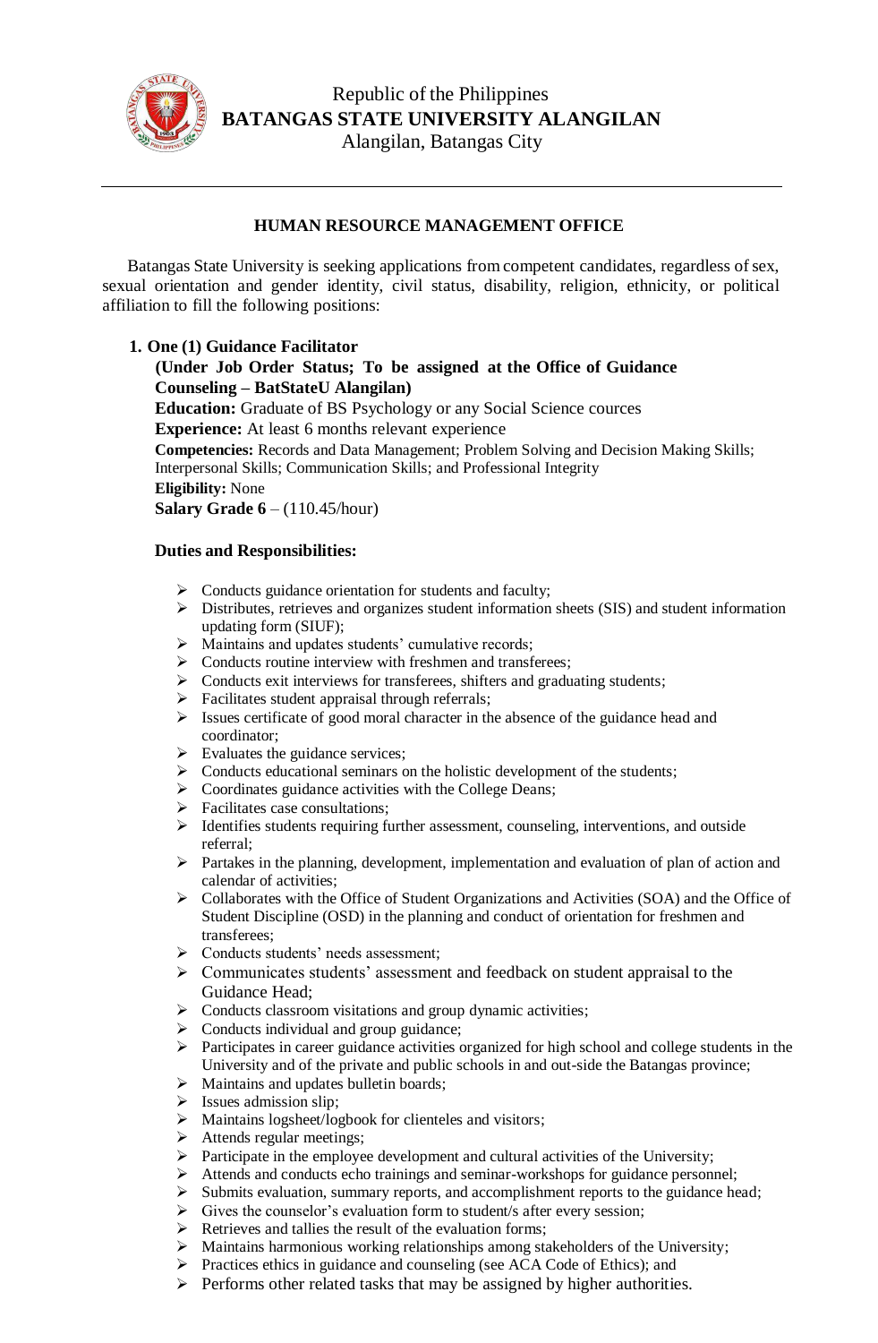Republic of the Philippines
**BATANGAS STATE UNIVERSITY ALANGILAN**
Alangilan, Batangas City

---

## HUMAN RESOURCE MANAGEMENT OFFICE

Batangas State University is seeking applications from competent candidates, regardless of sex, sexual orientation and gender identity, civil status, disability, religion, ethnicity, or political affiliation to fill the following positions:

1. **One (1) Guidance Facilitator**

   **(Under Job Order Status; To be assigned at the Office of Guidance Counseling – BatStateU Alangilan)**

   **Education:** Graduate of BS Psychology or any Social Science cources

   **Experience:** At least 6 months relevant experience

   **Competencies:** Records and Data Management; Problem Solving and Decision Making Skills; Interpersonal Skills; Communication Skills; and Professional Integrity

   **Eligibility:** None

   **Salary Grade 6** – (110.45/hour)

   **Duties and Responsibilities:**

   - Conducts guidance orientation for students and faculty;
   - Distributes, retrieves and organizes student information sheets (SIS) and student information updating form (SIUF);
   - Maintains and updates students' cumulative records;
   - Conducts routine interview with freshmen and transferees;
   - Conducts exit interviews for transferees, shifters and graduating students;
   - Facilitates student appraisal through referrals;
   - Issues certificate of good moral character in the absence of the guidance head and coordinator;
   - Evaluates the guidance services;
   - Conducts educational seminars on the holistic development of the students;
   - Coordinates guidance activities with the College Deans;
   - Facilitates case consultations;
   - Identifies students requiring further assessment, counseling, interventions, and outside referral;
   - Partakes in the planning, development, implementation and evaluation of plan of action and calendar of activities;
   - Collaborates with the Office of Student Organizations and Activities (SOA) and the Office of Student Discipline (OSD) in the planning and conduct of orientation for freshmen and transferees;
   - Conducts students' needs assessment;
   - Communicates students' assessment and feedback on student appraisal to the Guidance Head;
   - Conducts classroom visitations and group dynamic activities;
   - Conducts individual and group guidance;
   - Participates in career guidance activities organized for high school and college students in the University and of the private and public schools in and out-side the Batangas province;
   - Maintains and updates bulletin boards;
   - Issues admission slip;
   - Maintains logsheet/logbook for clienteles and visitors;
   - Attends regular meetings;
   - Participate in the employee development and cultural activities of the University;
   - Attends and conducts echo trainings and seminar-workshops for guidance personnel;
   - Submits evaluation, summary reports, and accomplishment reports to the guidance head;
   - Gives the counselor's evaluation form to student/s after every session;
   - Retrieves and tallies the result of the evaluation forms;
   - Maintains harmonious working relationships among stakeholders of the University;
   - Practices ethics in guidance and counseling (see ACA Code of Ethics); and
   - Performs other related tasks that may be assigned by higher authorities.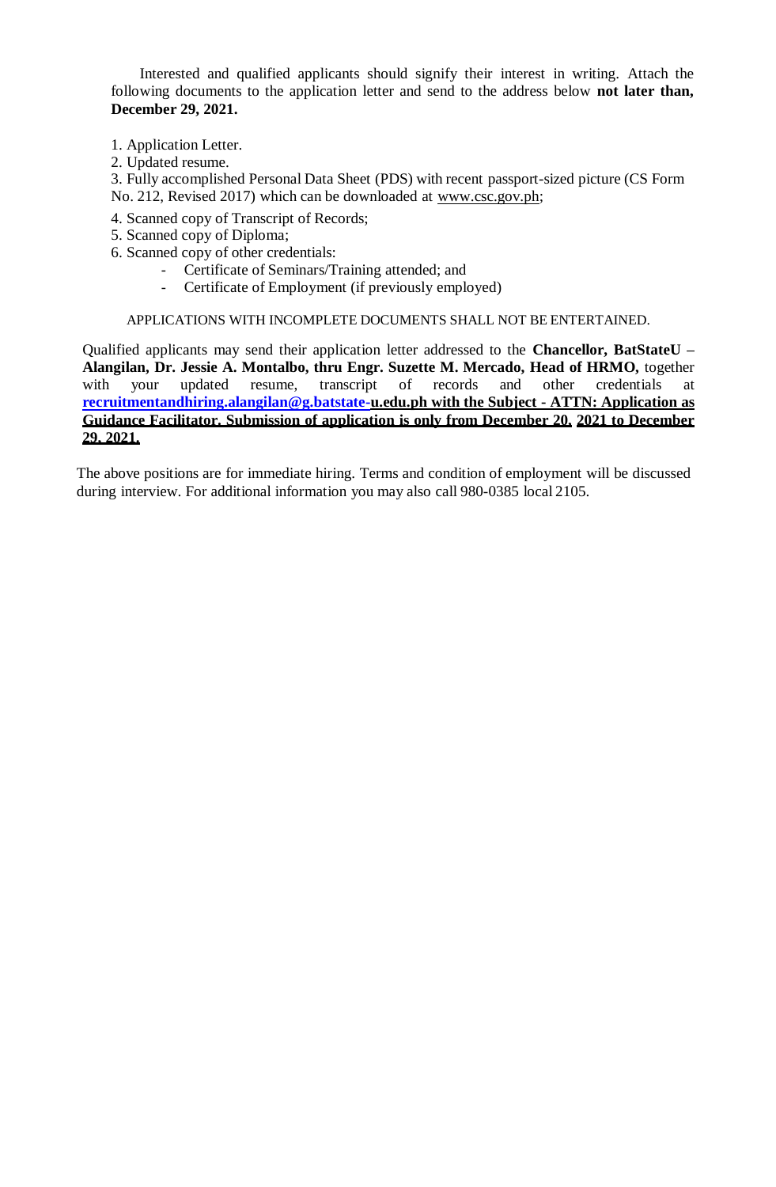Interested and qualified applicants should signify their interest in writing. Attach the following documents to the application letter and send to the address below **not later than, December 29, 2021.**

1. Application Letter.
2. Updated resume.
3. Fully accomplished Personal Data Sheet (PDS) with recent passport-sized picture (CS Form No. 212, Revised 2017) which can be downloaded at www.csc.gov.ph;
4. Scanned copy of Transcript of Records;
5. Scanned copy of Diploma;
6. Scanned copy of other credentials:
   - Certificate of Seminars/Training attended; and
   - Certificate of Employment (if previously employed)

APPLICATIONS WITH INCOMPLETE DOCUMENTS SHALL NOT BE ENTERTAINED.

Qualified applicants may send their application letter addressed to the **Chancellor, BatStateU – Alangilan, Dr. Jessie A. Montalbo, thru Engr. Suzette M. Mercado, Head of HRMO,** together with your updated resume, transcript of records and other credentials at **recruitmentandhiring.alangilan@g.batstate-u.edu.ph with the Subject - ATTN: Application as Guidance Facilitator. Submission of application is only from December 20, 2021 to December 29, 2021.**

The above positions are for immediate hiring. Terms and condition of employment will be discussed during interview. For additional information you may also call 980-0385 local 2105.